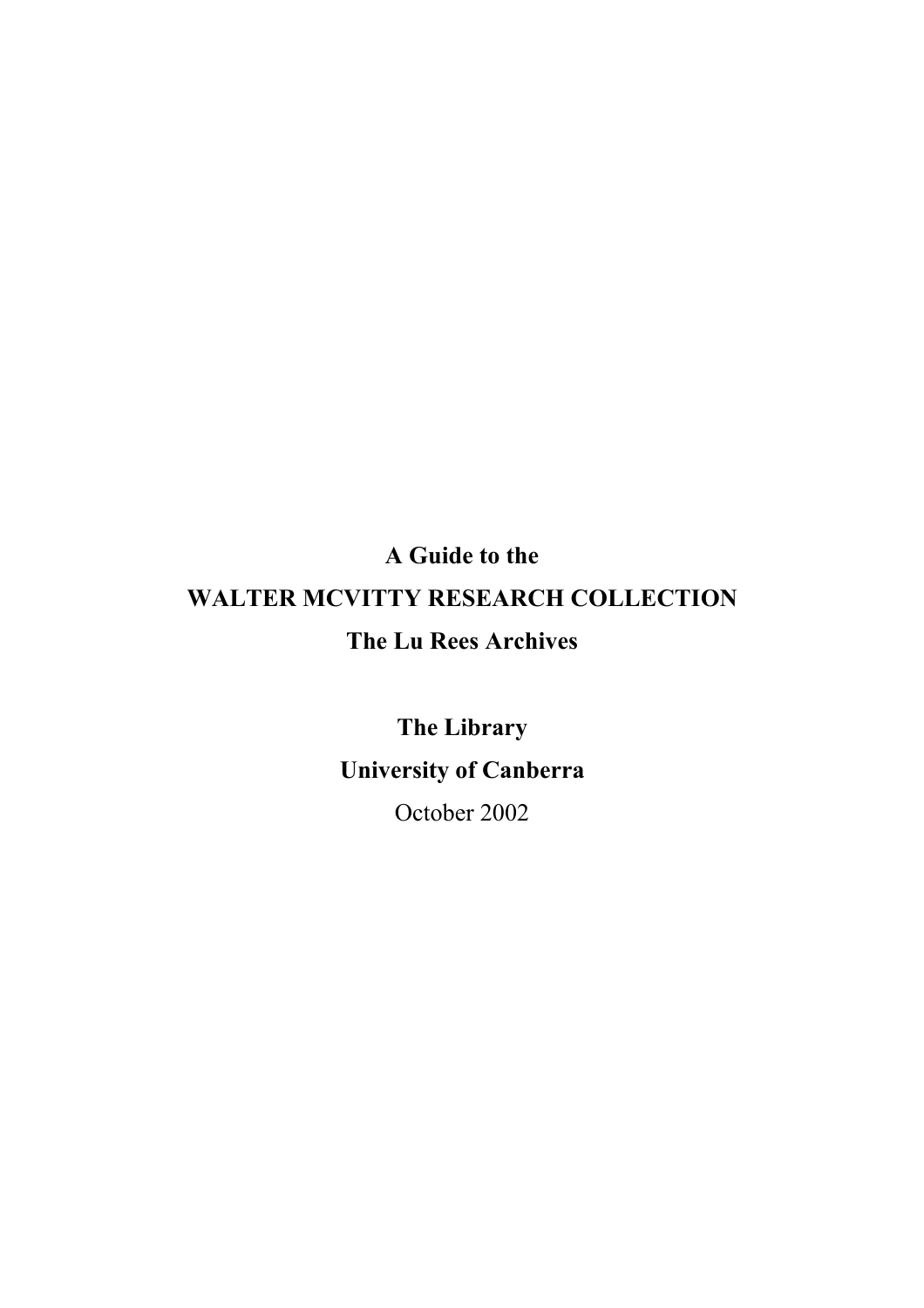**A Guide to the**

**WALTER MCVITTY RESEARCH COLLECTION**

**The Lu Rees Archives**

**The Library**

**University of Canberra**

October 2002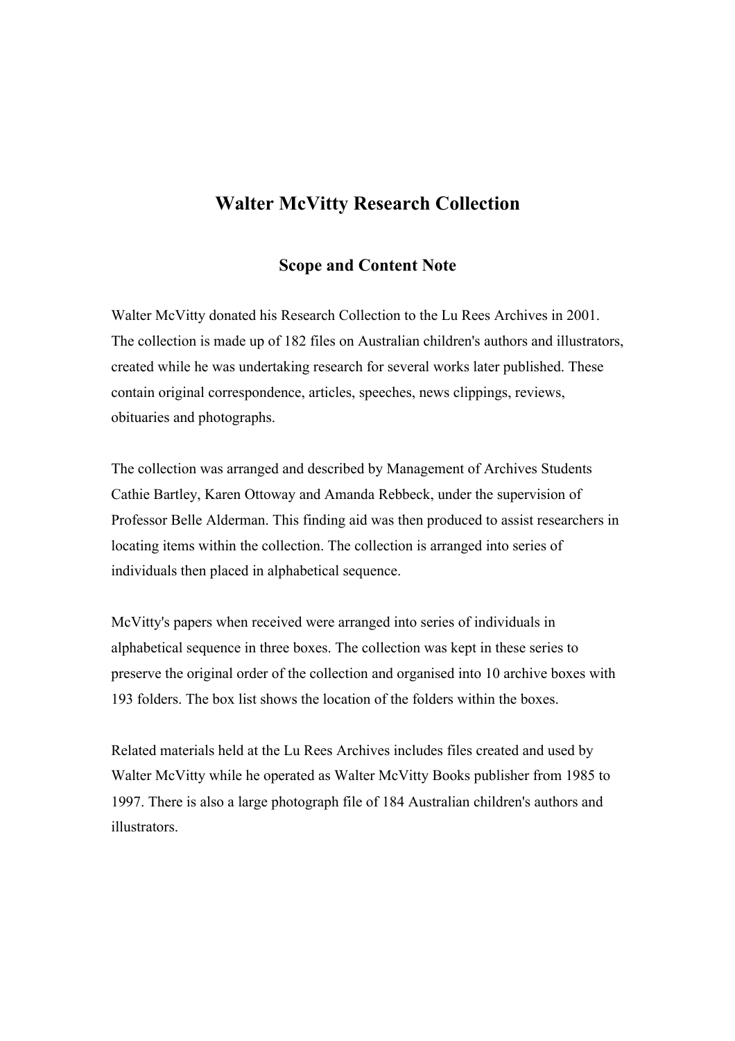# Walter McVitty Research Collection

## Scope and Content Note

Walter McVitty donated his Research Collection to the Lu Rees Archives in 2001. The collection is made up of 182 files on Australian children's authors and illustrators, created while he was undertaking research for several works later published. These contain original correspondence, articles, speeches, news clippings, reviews, obituaries and photographs.

The collection was arranged and described by Management of Archives Students Cathie Bartley, Karen Ottoway and Amanda Rebbeck, under the supervision of Professor Belle Alderman. This finding aid was then produced to assist researchers in locating items within the collection. The collection is arranged into series of individuals then placed in alphabetical sequence.

McVitty's papers when received were arranged into series of individuals in alphabetical sequence in three boxes. The collection was kept in these series to preserve the original order of the collection and organised into 10 archive boxes with 193 folders. The box list shows the location of the folders within the boxes.

Related materials held at the Lu Rees Archives includes files created and used by Walter McVitty while he operated as Walter McVitty Books publisher from 1985 to 1997. There is also a large photograph file of 184 Australian children's authors and illustrators.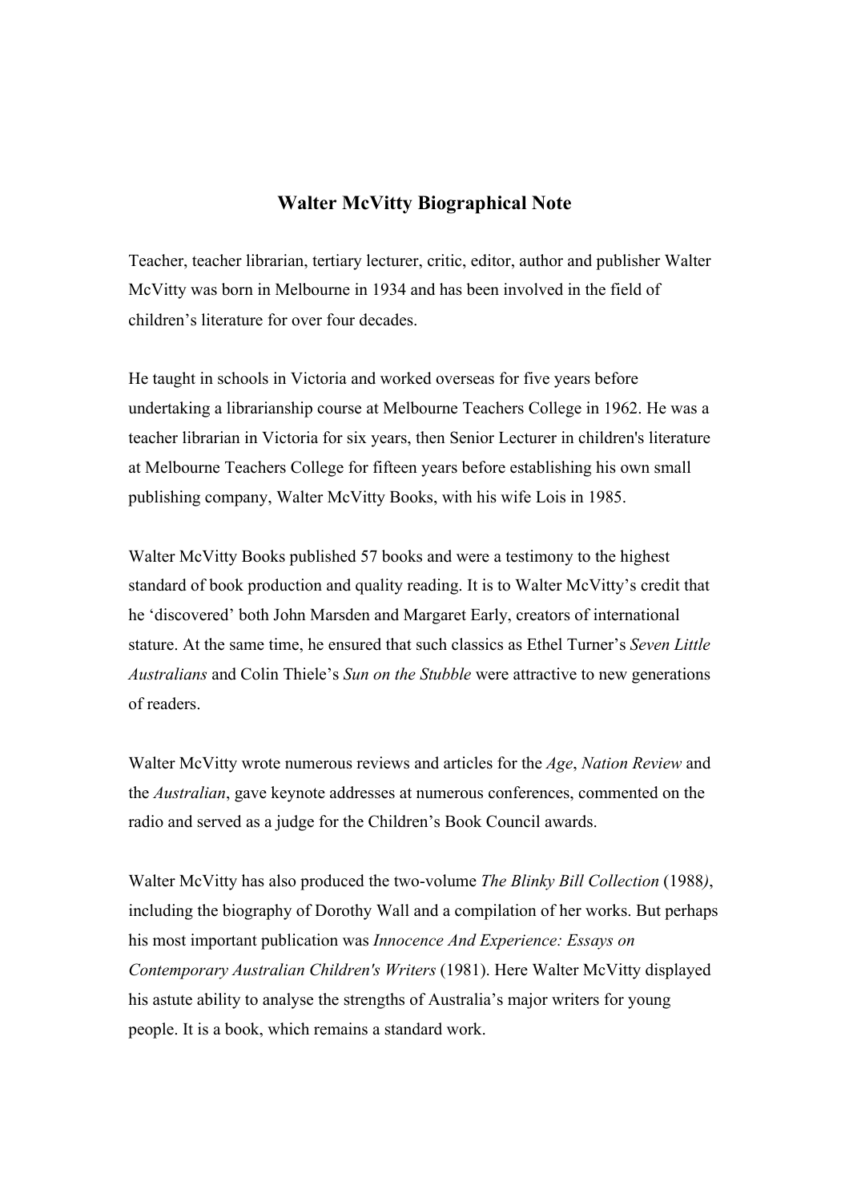# Walter McVitty Biographical Note

Teacher, teacher librarian, tertiary lecturer, critic, editor, author and publisher Walter McVitty was born in Melbourne in 1934 and has been involved in the field of children's literature for over four decades.

He taught in schools in Victoria and worked overseas for five years before undertaking a librarianship course at Melbourne Teachers College in 1962. He was a teacher librarian in Victoria for six years, then Senior Lecturer in children's literature at Melbourne Teachers College for fifteen years before establishing his own small publishing company, Walter McVitty Books, with his wife Lois in 1985.

Walter McVitty Books published 57 books and were a testimony to the highest standard of book production and quality reading. It is to Walter McVitty's credit that he 'discovered' both John Marsden and Margaret Early, creators of international stature. At the same time, he ensured that such classics as Ethel Turner's *Seven Little Australians* and Colin Thiele's *Sun on the Stubble* were attractive to new generations of readers.

Walter McVitty wrote numerous reviews and articles for the *Age*, *Nation Review* and the *Australian*, gave keynote addresses at numerous conferences, commented on the radio and served as a judge for the Children's Book Council awards.

Walter McVitty has also produced the two-volume *The Blinky Bill Collection* (1988), including the biography of Dorothy Wall and a compilation of her works. But perhaps his most important publication was *Innocence And Experience: Essays on Contemporary Australian Children's Writers* (1981). Here Walter McVitty displayed his astute ability to analyse the strengths of Australia's major writers for young people. It is a book, which remains a standard work.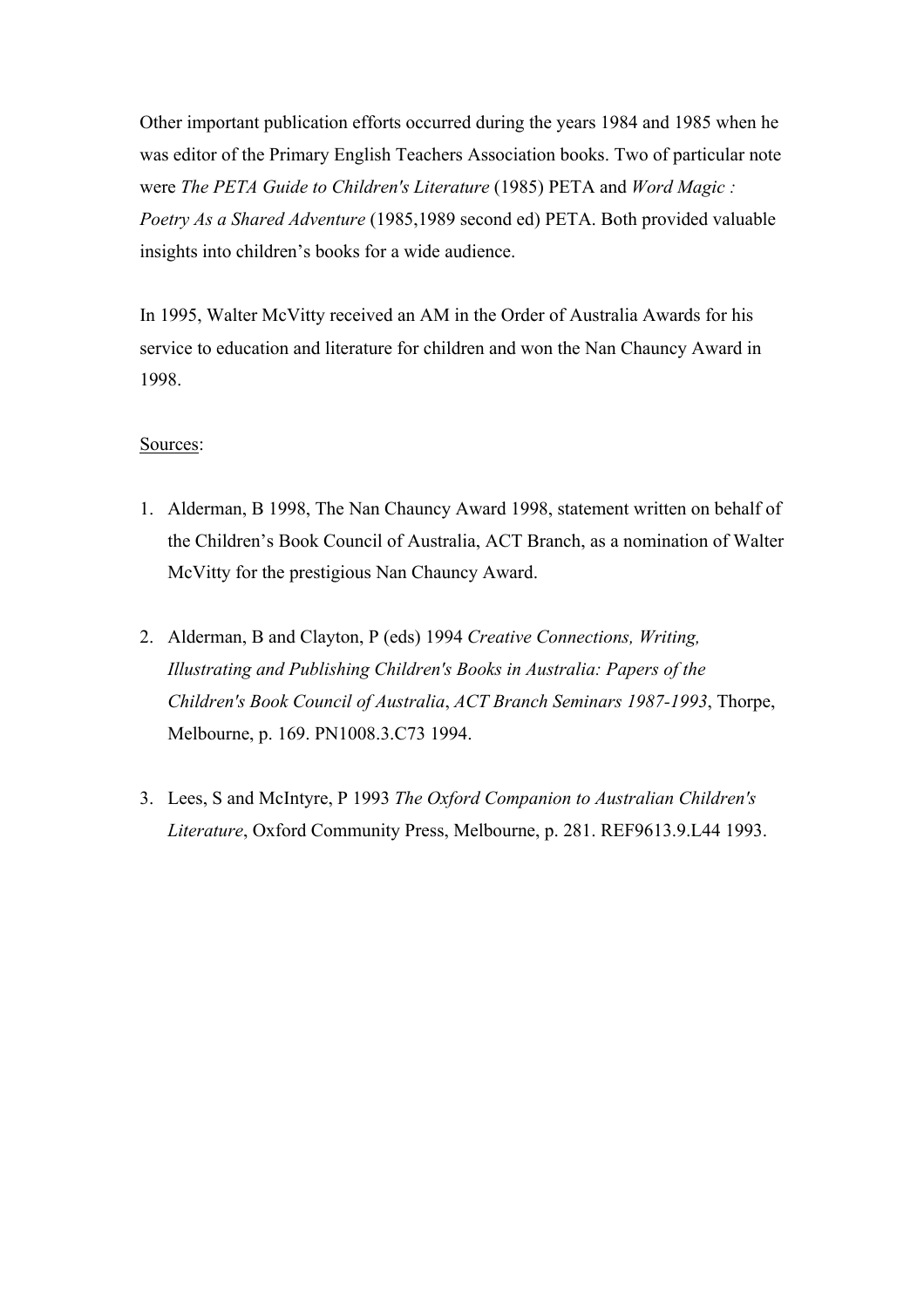Other important publication efforts occurred during the years 1984 and 1985 when he was editor of the Primary English Teachers Association books. Two of particular note were *The PETA Guide to Children's Literature* (1985) PETA and *Word Magic : Poetry As a Shared Adventure* (1985,1989 second ed) PETA. Both provided valuable insights into children's books for a wide audience.

In 1995, Walter McVitty received an AM in the Order of Australia Awards for his service to education and literature for children and won the Nan Chauncy Award in 1998.

<u>Sources</u>:

1. Alderman, B 1998, The Nan Chauncy Award 1998, statement written on behalf of the Children's Book Council of Australia, ACT Branch, as a nomination of Walter McVitty for the prestigious Nan Chauncy Award.

2. Alderman, B and Clayton, P (eds) 1994 *Creative Connections, Writing, Illustrating and Publishing Children's Books in Australia: Papers of the Children's Book Council of Australia*, *ACT Branch Seminars 1987-1993*, Thorpe, Melbourne, p. 169. PN1008.3.C73 1994.

3. Lees, S and McIntyre, P 1993 *The Oxford Companion to Australian Children's Literature*, Oxford Community Press, Melbourne, p. 281. REF9613.9.L44 1993.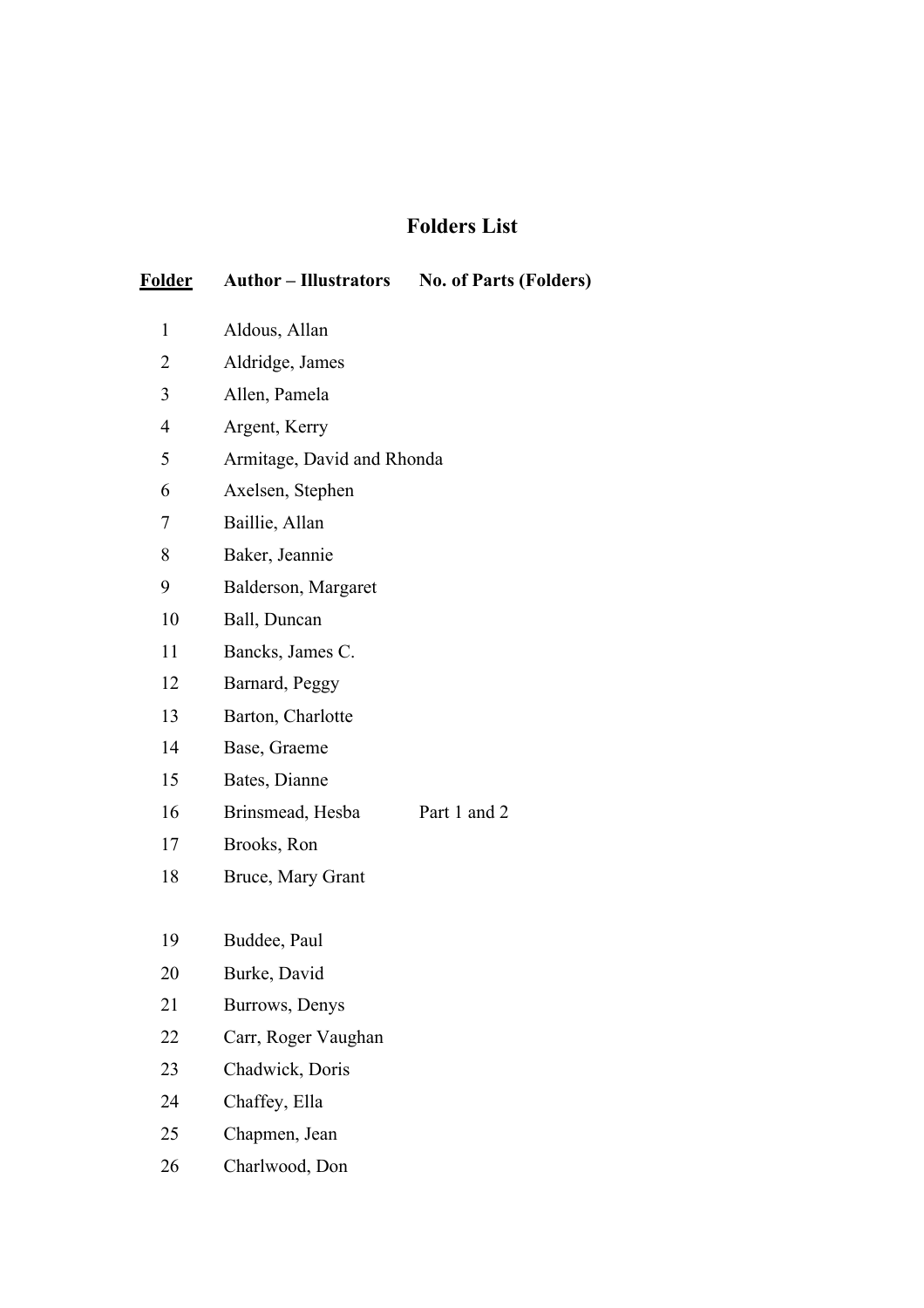# Folders List

| Folder | Author – Illustrators | No. of Parts (Folders) |
|---|---|---|
| 1 | Aldous, Allan | |
| 2 | Aldridge, James | |
| 3 | Allen, Pamela | |
| 4 | Argent, Kerry | |
| 5 | Armitage, David and Rhonda | |
| 6 | Axelsen, Stephen | |
| 7 | Baillie, Allan | |
| 8 | Baker, Jeannie | |
| 9 | Balderson, Margaret | |
| 10 | Ball, Duncan | |
| 11 | Bancks, James C. | |
| 12 | Barnard, Peggy | |
| 13 | Barton, Charlotte | |
| 14 | Base, Graeme | |
| 15 | Bates, Dianne | |
| 16 | Brinsmead, Hesba | Part 1 and 2 |
| 17 | Brooks, Ron | |
| 18 | Bruce, Mary Grant | |
| 19 | Buddee, Paul | |
| 20 | Burke, David | |
| 21 | Burrows, Denys | |
| 22 | Carr, Roger Vaughan | |
| 23 | Chadwick, Doris | |
| 24 | Chaffey, Ella | |
| 25 | Chapmen, Jean | |
| 26 | Charlwood, Don | |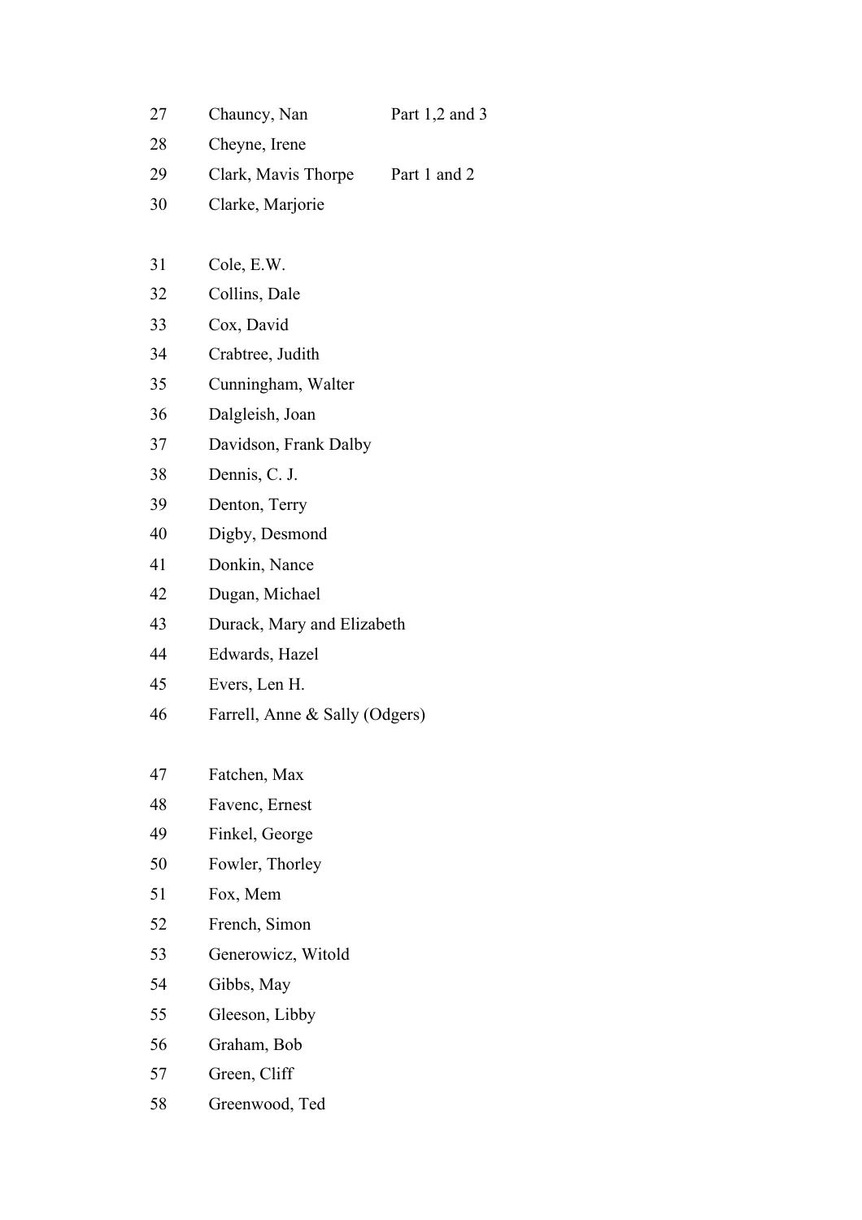| | | |
|---|---|---|
| 27 | Chauncy, Nan | Part 1,2 and 3 |
| 28 | Cheyne, Irene | |
| 29 | Clark, Mavis Thorpe | Part 1 and 2 |
| 30 | Clarke, Marjorie | |
| | | |
| 31 | Cole, E.W. | |
| 32 | Collins, Dale | |
| 33 | Cox, David | |
| 34 | Crabtree, Judith | |
| 35 | Cunningham, Walter | |
| 36 | Dalgleish, Joan | |
| 37 | Davidson, Frank Dalby | |
| 38 | Dennis, C. J. | |
| 39 | Denton, Terry | |
| 40 | Digby, Desmond | |
| 41 | Donkin, Nance | |
| 42 | Dugan, Michael | |
| 43 | Durack, Mary and Elizabeth | |
| 44 | Edwards, Hazel | |
| 45 | Evers, Len H. | |
| 46 | Farrell, Anne & Sally (Odgers) | |
| | | |
| 47 | Fatchen, Max | |
| 48 | Favenc, Ernest | |
| 49 | Finkel, George | |
| 50 | Fowler, Thorley | |
| 51 | Fox, Mem | |
| 52 | French, Simon | |
| 53 | Generowicz, Witold | |
| 54 | Gibbs, May | |
| 55 | Gleeson, Libby | |
| 56 | Graham, Bob | |
| 57 | Green, Cliff | |
| 58 | Greenwood, Ted | |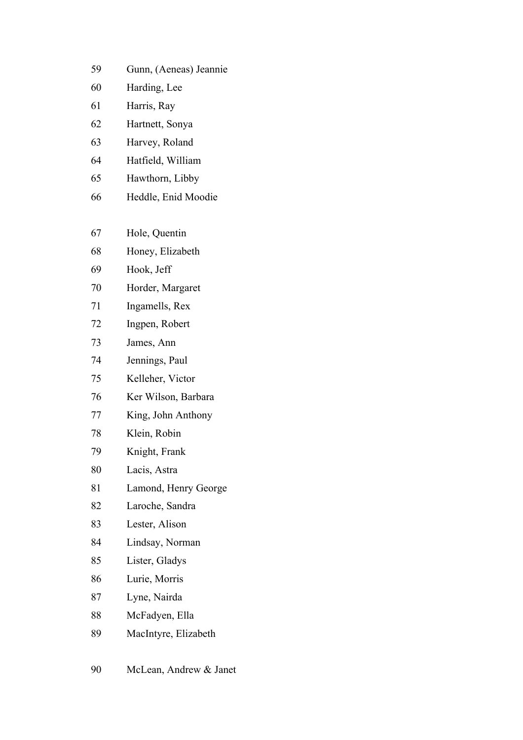59 Gunn, (Aeneas) Jeannie

60 Harding, Lee

61 Harris, Ray

62 Hartnett, Sonya

63 Harvey, Roland

64 Hatfield, William

65 Hawthorn, Libby

66 Heddle, Enid Moodie

67 Hole, Quentin

68 Honey, Elizabeth

69 Hook, Jeff

70 Horder, Margaret

71 Ingamells, Rex

72 Ingpen, Robert

73 James, Ann

74 Jennings, Paul

75 Kelleher, Victor

76 Ker Wilson, Barbara

77 King, John Anthony

78 Klein, Robin

79 Knight, Frank

80 Lacis, Astra

81 Lamond, Henry George

82 Laroche, Sandra

83 Lester, Alison

84 Lindsay, Norman

85 Lister, Gladys

86 Lurie, Morris

87 Lyne, Nairda

88 McFadyen, Ella

89 MacIntyre, Elizabeth

90 McLean, Andrew & Janet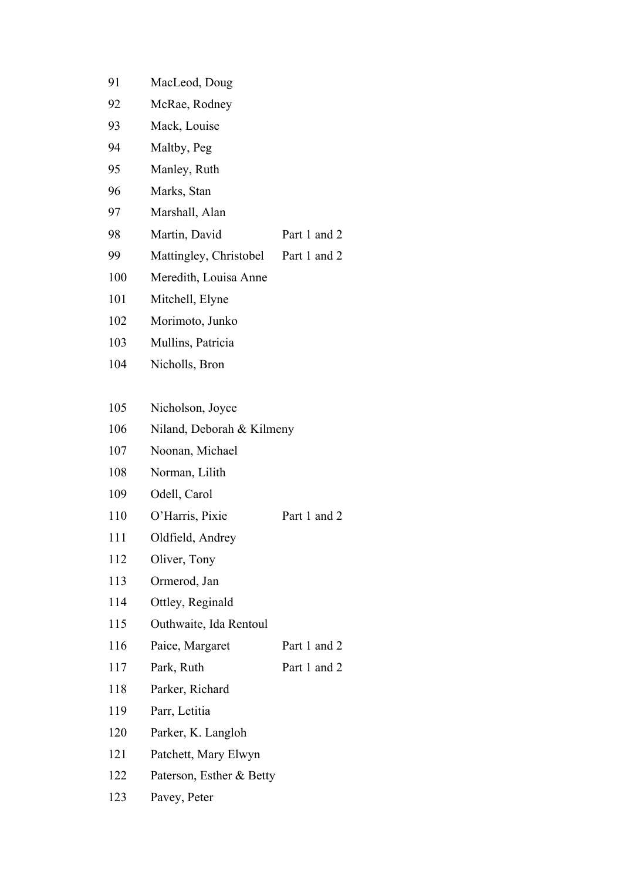| | | |
|---|---|---|
| 91 | MacLeod, Doug | |
| 92 | McRae, Rodney | |
| 93 | Mack, Louise | |
| 94 | Maltby, Peg | |
| 95 | Manley, Ruth | |
| 96 | Marks, Stan | |
| 97 | Marshall, Alan | |
| 98 | Martin, David | Part 1 and 2 |
| 99 | Mattingley, Christobel | Part 1 and 2 |
| 100 | Meredith, Louisa Anne | |
| 101 | Mitchell, Elyne | |
| 102 | Morimoto, Junko | |
| 103 | Mullins, Patricia | |
| 104 | Nicholls, Bron | |
| 105 | Nicholson, Joyce | |
| 106 | Niland, Deborah & Kilmeny | |
| 107 | Noonan, Michael | |
| 108 | Norman, Lilith | |
| 109 | Odell, Carol | |
| 110 | O'Harris, Pixie | Part 1 and 2 |
| 111 | Oldfield, Andrey | |
| 112 | Oliver, Tony | |
| 113 | Ormerod, Jan | |
| 114 | Ottley, Reginald | |
| 115 | Outhwaite, Ida Rentoul | |
| 116 | Paice, Margaret | Part 1 and 2 |
| 117 | Park, Ruth | Part 1 and 2 |
| 118 | Parker, Richard | |
| 119 | Parr, Letitia | |
| 120 | Parker, K. Langloh | |
| 121 | Patchett, Mary Elwyn | |
| 122 | Paterson, Esther & Betty | |
| 123 | Pavey, Peter | |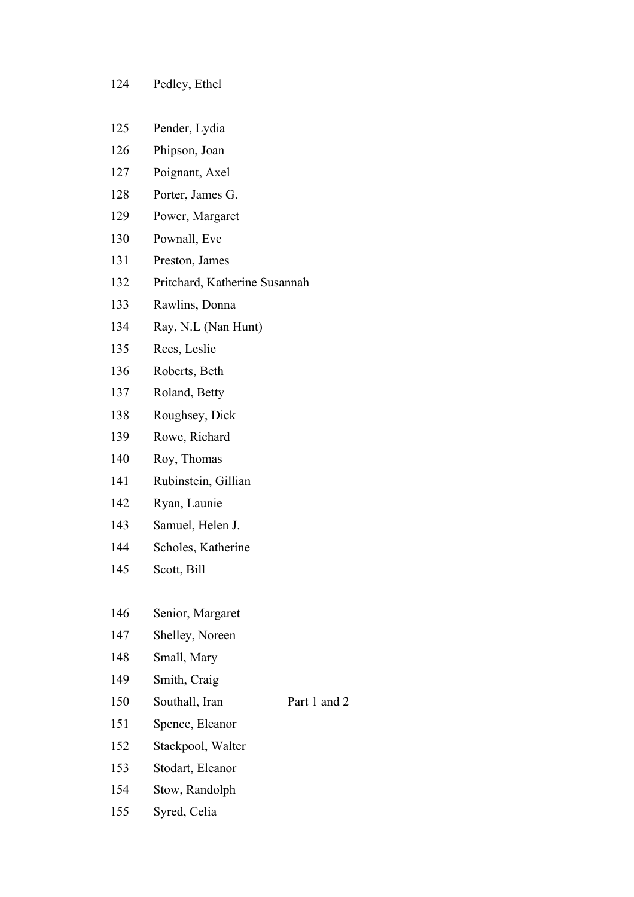| | | |
|---|---|---|
| 124 | Pedley, Ethel | |
| 125 | Pender, Lydia | |
| 126 | Phipson, Joan | |
| 127 | Poignant, Axel | |
| 128 | Porter, James G. | |
| 129 | Power, Margaret | |
| 130 | Pownall, Eve | |
| 131 | Preston, James | |
| 132 | Pritchard, Katherine Susannah | |
| 133 | Rawlins, Donna | |
| 134 | Ray, N.L (Nan Hunt) | |
| 135 | Rees, Leslie | |
| 136 | Roberts, Beth | |
| 137 | Roland, Betty | |
| 138 | Roughsey, Dick | |
| 139 | Rowe, Richard | |
| 140 | Roy, Thomas | |
| 141 | Rubinstein, Gillian | |
| 142 | Ryan, Launie | |
| 143 | Samuel, Helen J. | |
| 144 | Scholes, Katherine | |
| 145 | Scott, Bill | |
| 146 | Senior, Margaret | |
| 147 | Shelley, Noreen | |
| 148 | Small, Mary | |
| 149 | Smith, Craig | |
| 150 | Southall, Iran | Part 1 and 2 |
| 151 | Spence, Eleanor | |
| 152 | Stackpool, Walter | |
| 153 | Stodart, Eleanor | |
| 154 | Stow, Randolph | |
| 155 | Syred, Celia | |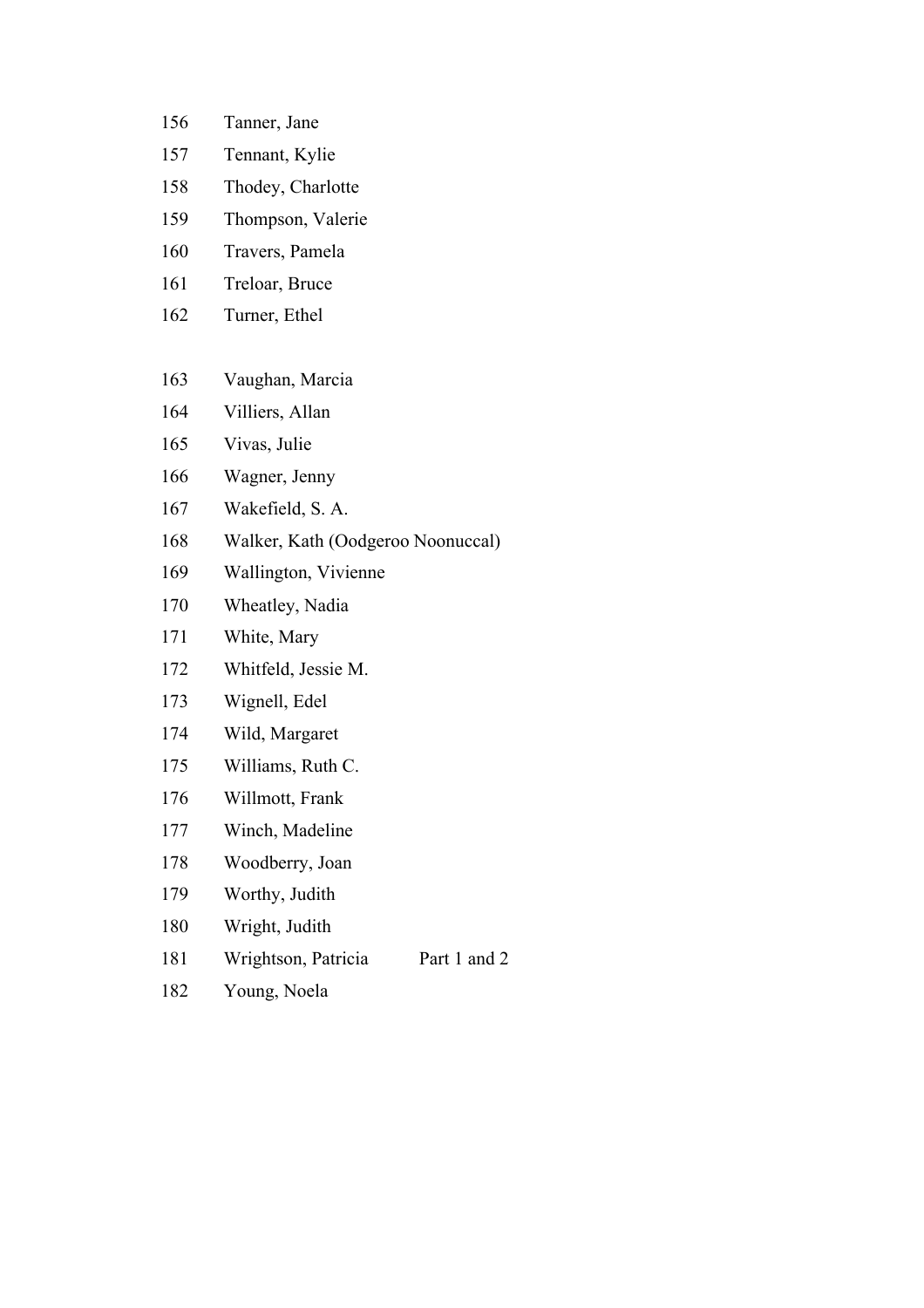156 Tanner, Jane

157 Tennant, Kylie

158 Thodey, Charlotte

159 Thompson, Valerie

160 Travers, Pamela

161 Treloar, Bruce

162 Turner, Ethel

163 Vaughan, Marcia

164 Villiers, Allan

165 Vivas, Julie

166 Wagner, Jenny

167 Wakefield, S. A.

168 Walker, Kath (Oodgeroo Noonuccal)

169 Wallington, Vivienne

170 Wheatley, Nadia

171 White, Mary

172 Whitfeld, Jessie M.

173 Wignell, Edel

174 Wild, Margaret

175 Williams, Ruth C.

176 Willmott, Frank

177 Winch, Madeline

178 Woodberry, Joan

179 Worthy, Judith

180 Wright, Judith

181 Wrightson, Patricia Part 1 and 2

182 Young, Noela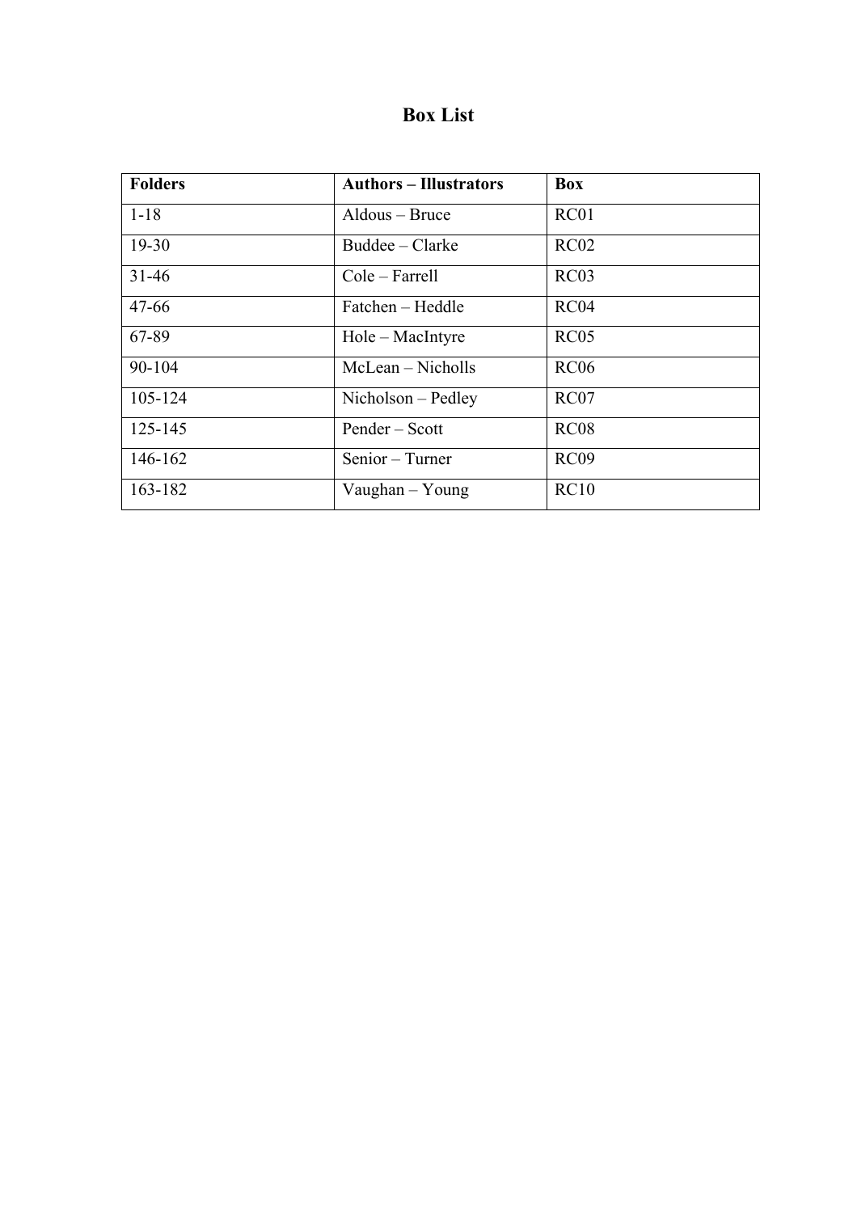# Box List

| Folders | Authors – Illustrators | Box |
|---|---|---|
| 1-18 | Aldous – Bruce | RC01 |
| 19-30 | Buddee – Clarke | RC02 |
| 31-46 | Cole – Farrell | RC03 |
| 47-66 | Fatchen – Heddle | RC04 |
| 67-89 | Hole – MacIntyre | RC05 |
| 90-104 | McLean – Nicholls | RC06 |
| 105-124 | Nicholson – Pedley | RC07 |
| 125-145 | Pender – Scott | RC08 |
| 146-162 | Senior – Turner | RC09 |
| 163-182 | Vaughan – Young | RC10 |